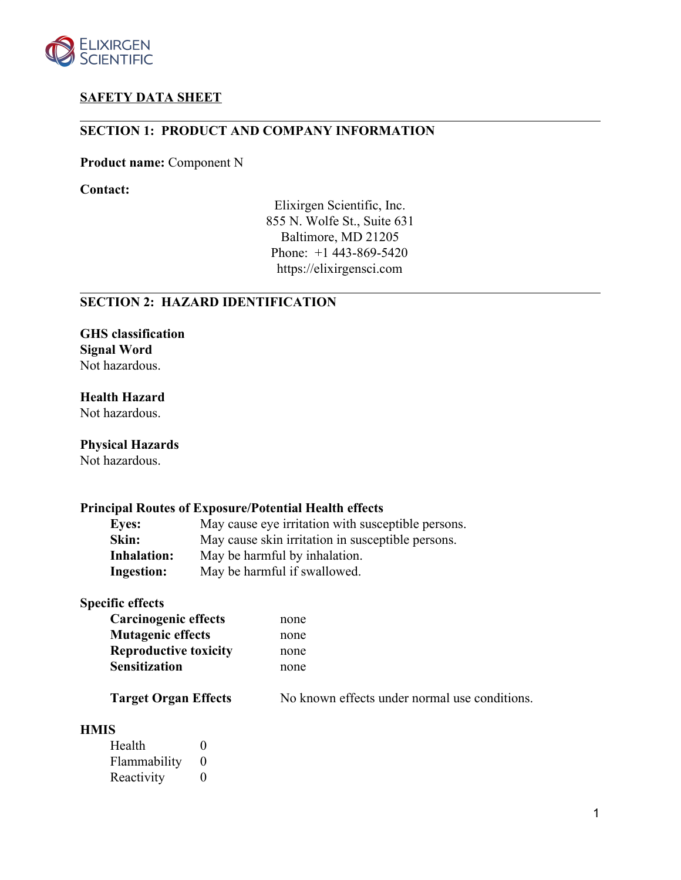ELIXIRGEN SCIENTIFIC

# SAFETY DATA SHEET

## SECTION 1: PRODUCT AND COMPANY INFORMATION

**Product name:** Component N

**Contact:**

Elixirgen Scientific, Inc.
855 N. Wolfe St., Suite 631
Baltimore, MD 21205
Phone: +1 443-869-5420
https://elixirgensci.com

## SECTION 2: HAZARD IDENTIFICATION

**GHS classification**

**Signal Word**

Not hazardous.

**Health Hazard**

Not hazardous.

**Physical Hazards**

Not hazardous.

**Principal Routes of Exposure/Potential Health effects**

| | |
|---|---|
| **Eyes:** | May cause eye irritation with susceptible persons. |
| **Skin:** | May cause skin irritation in susceptible persons. |
| **Inhalation:** | May be harmful by inhalation. |
| **Ingestion:** | May be harmful if swallowed. |

**Specific effects**

| | |
|---|---|
| **Carcinogenic effects** | none |
| **Mutagenic effects** | none |
| **Reproductive toxicity** | none |
| **Sensitization** | none |
| **Target Organ Effects** | No known effects under normal use conditions. |

**HMIS**

| | |
|---|---|
| Health | 0 |
| Flammability | 0 |
| Reactivity | 0 |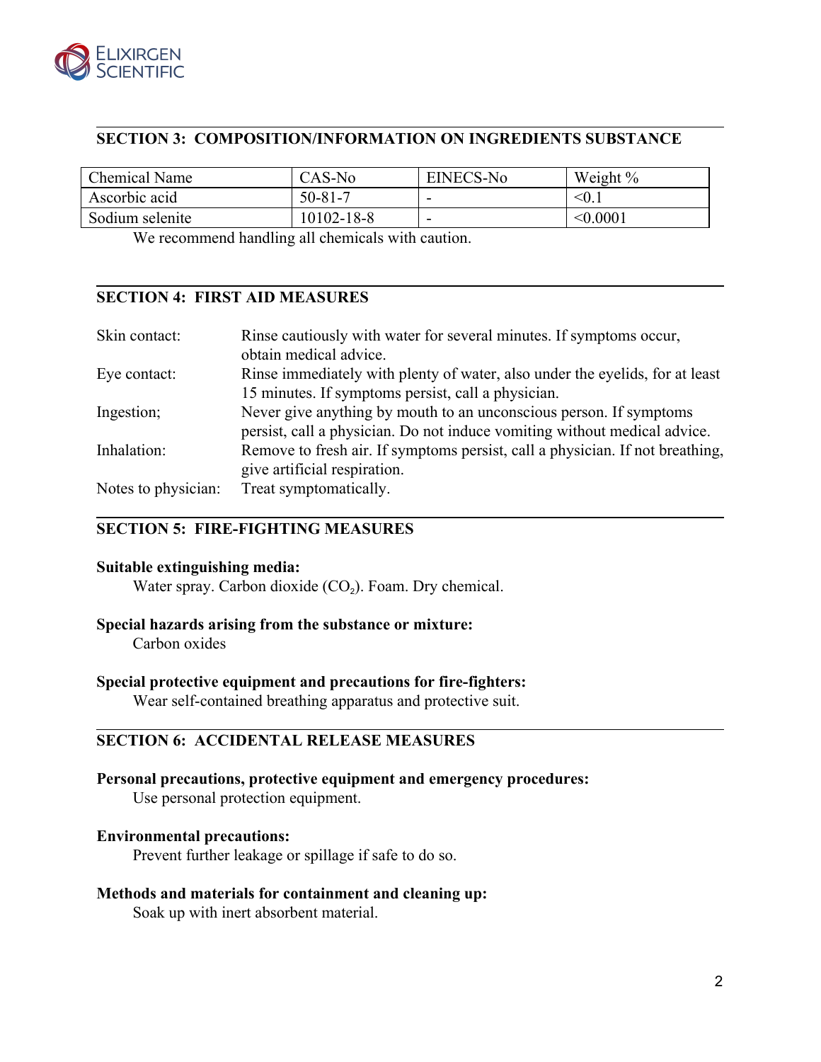## SECTION 3: COMPOSITION/INFORMATION ON INGREDIENTS SUBSTANCE

| Chemical Name | CAS-No | EINECS-No | Weight % |
|---|---|---|---|
| Ascorbic acid | 50-81-7 | - | <0.1 |
| Sodium selenite | 10102-18-8 | - | <0.0001 |

We recommend handling all chemicals with caution.

## SECTION 4: FIRST AID MEASURES

| | |
|---|---|
| Skin contact: | Rinse cautiously with water for several minutes. If symptoms occur, obtain medical advice. |
| Eye contact: | Rinse immediately with plenty of water, also under the eyelids, for at least 15 minutes. If symptoms persist, call a physician. |
| Ingestion; | Never give anything by mouth to an unconscious person. If symptoms persist, call a physician. Do not induce vomiting without medical advice. |
| Inhalation: | Remove to fresh air. If symptoms persist, call a physician. If not breathing, give artificial respiration. |
| Notes to physician: | Treat symptomatically. |

## SECTION 5: FIRE-FIGHTING MEASURES

**Suitable extinguishing media:**

Water spray. Carbon dioxide ($CO_2$). Foam. Dry chemical.

**Special hazards arising from the substance or mixture:**

Carbon oxides

**Special protective equipment and precautions for fire-fighters:**

Wear self-contained breathing apparatus and protective suit.

## SECTION 6: ACCIDENTAL RELEASE MEASURES

**Personal precautions, protective equipment and emergency procedures:**

Use personal protection equipment.

**Environmental precautions:**

Prevent further leakage or spillage if safe to do so.

**Methods and materials for containment and cleaning up:**

Soak up with inert absorbent material.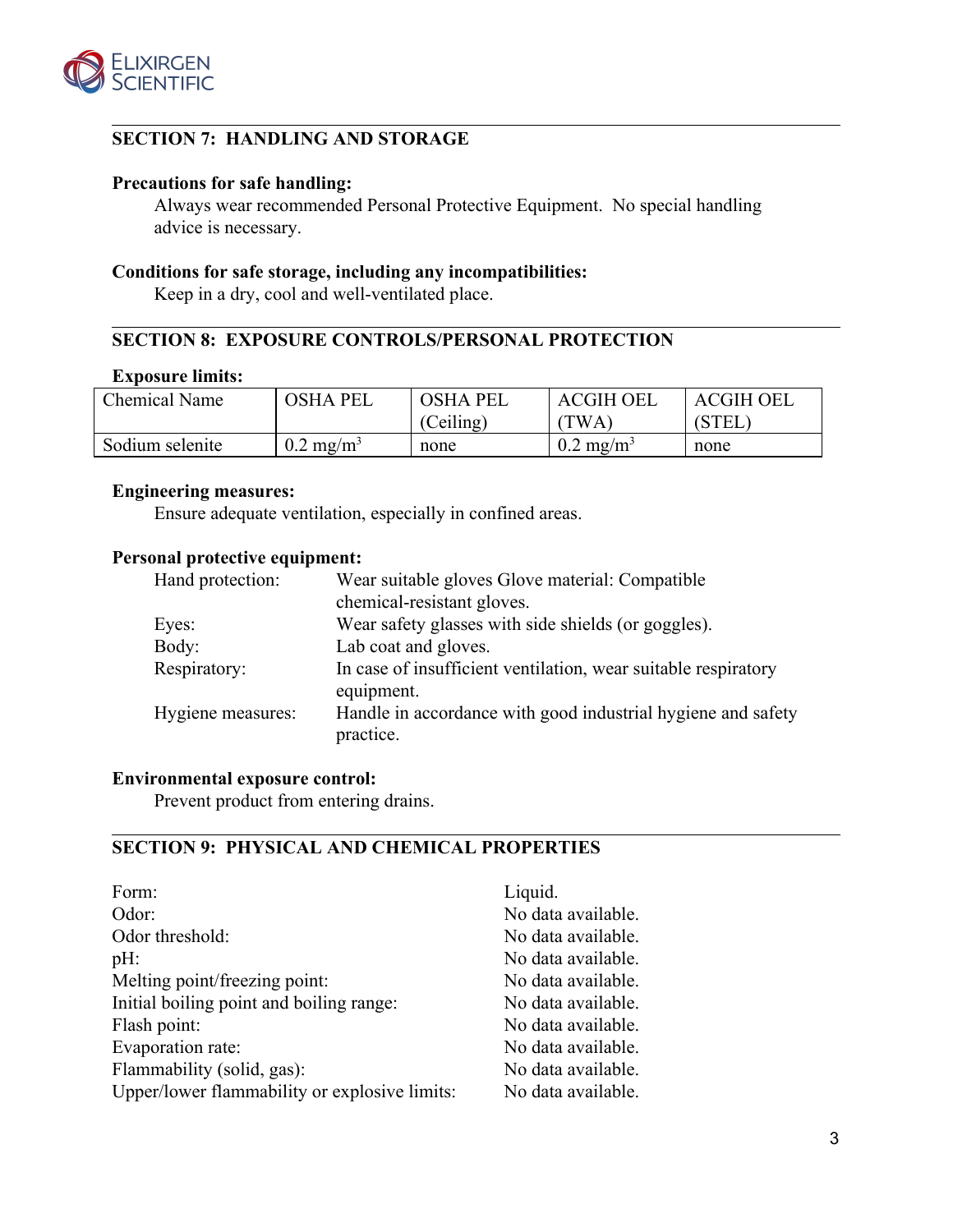## SECTION 7: HANDLING AND STORAGE

**Precautions for safe handling:**

Always wear recommended Personal Protective Equipment. No special handling advice is necessary.

**Conditions for safe storage, including any incompatibilities:**

Keep in a dry, cool and well-ventilated place.

## SECTION 8: EXPOSURE CONTROLS/PERSONAL PROTECTION

**Exposure limits:**

| Chemical Name | OSHA PEL | OSHA PEL (Ceiling) | ACGIH OEL (TWA) | ACGIH OEL (STEL) |
|---|---|---|---|---|
| Sodium selenite | 0.2 $mg/m^3$ | none | 0.2 $mg/m^3$ | none |

**Engineering measures:**

Ensure adequate ventilation, especially in confined areas.

**Personal protective equipment:**

| | |
|---|---|
| Hand protection: | Wear suitable gloves Glove material: Compatible chemical-resistant gloves. |
| Eyes: | Wear safety glasses with side shields (or goggles). |
| Body: | Lab coat and gloves. |
| Respiratory: | In case of insufficient ventilation, wear suitable respiratory equipment. |
| Hygiene measures: | Handle in accordance with good industrial hygiene and safety practice. |

**Environmental exposure control:**

Prevent product from entering drains.

## SECTION 9: PHYSICAL AND CHEMICAL PROPERTIES

| | |
|---|---|
| Form: | Liquid. |
| Odor: | No data available. |
| Odor threshold: | No data available. |
| pH: | No data available. |
| Melting point/freezing point: | No data available. |
| Initial boiling point and boiling range: | No data available. |
| Flash point: | No data available. |
| Evaporation rate: | No data available. |
| Flammability (solid, gas): | No data available. |
| Upper/lower flammability or explosive limits: | No data available. |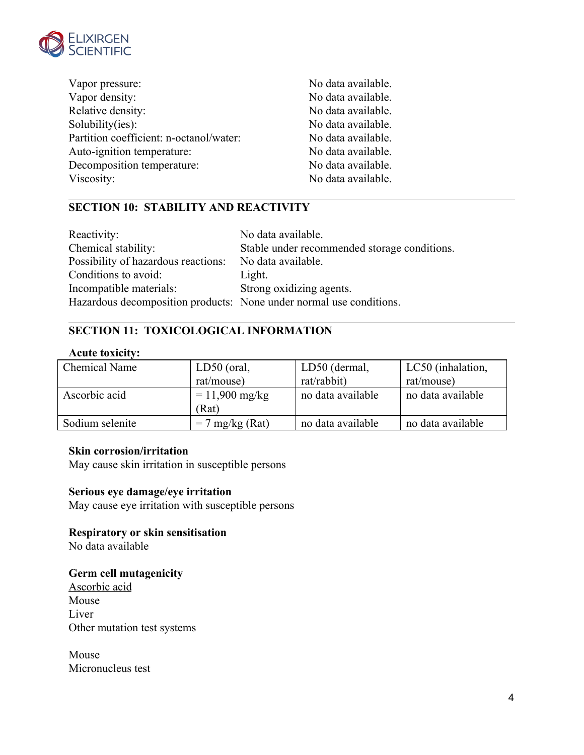| | |
|---|---|
| Vapor pressure: | No data available. |
| Vapor density: | No data available. |
| Relative density: | No data available. |
| Solubility(ies): | No data available. |
| Partition coefficient: n-octanol/water: | No data available. |
| Auto-ignition temperature: | No data available. |
| Decomposition temperature: | No data available. |
| Viscosity: | No data available. |

## SECTION 10: STABILITY AND REACTIVITY

| | |
|---|---|
| Reactivity: | No data available. |
| Chemical stability: | Stable under recommended storage conditions. |
| Possibility of hazardous reactions: | No data available. |
| Conditions to avoid: | Light. |
| Incompatible materials: | Strong oxidizing agents. |
| Hazardous decomposition products: | None under normal use conditions. |

## SECTION 11: TOXICOLOGICAL INFORMATION

**Acute toxicity:**

| Chemical Name | LD50 (oral, rat/mouse) | LD50 (dermal, rat/rabbit) | LC50 (inhalation, rat/mouse) |
|---|---|---|---|
| Ascorbic acid | = 11,900 mg/kg (Rat) | no data available | no data available |
| Sodium selenite | = 7 mg/kg (Rat) | no data available | no data available |

**Skin corrosion/irritation**

May cause skin irritation in susceptible persons

**Serious eye damage/eye irritation**

May cause eye irritation with susceptible persons

**Respiratory or skin sensitisation**

No data available

**Germ cell mutagenicity**

Ascorbic acid

Mouse

Liver

Other mutation test systems

Mouse

Micronucleus test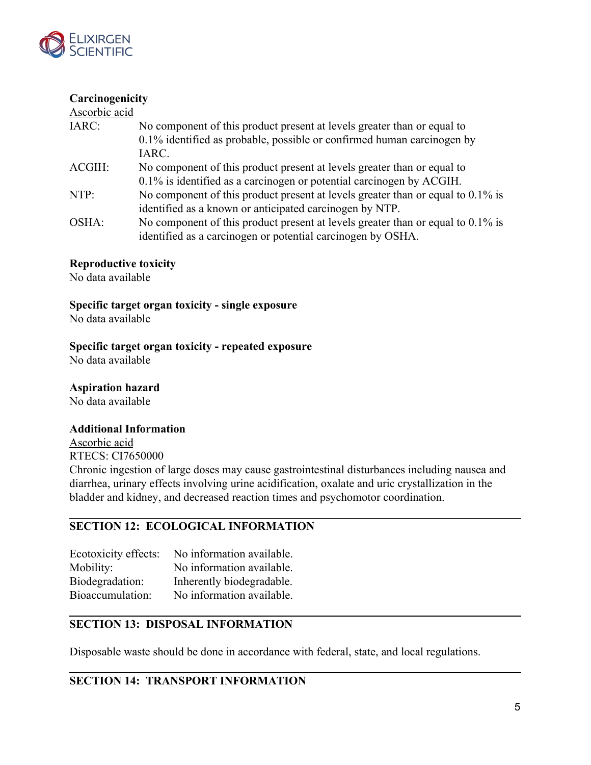**Carcinogenicity**

Ascorbic acid

| | |
|---|---|
| IARC: | No component of this product present at levels greater than or equal to 0.1% identified as probable, possible or confirmed human carcinogen by IARC. |
| ACGIH: | No component of this product present at levels greater than or equal to 0.1% is identified as a carcinogen or potential carcinogen by ACGIH. |
| NTP: | No component of this product present at levels greater than or equal to 0.1% is identified as a known or anticipated carcinogen by NTP. |
| OSHA: | No component of this product present at levels greater than or equal to 0.1% is identified as a carcinogen or potential carcinogen by OSHA. |

**Reproductive toxicity**

No data available

**Specific target organ toxicity - single exposure**

No data available

**Specific target organ toxicity - repeated exposure**

No data available

**Aspiration hazard**

No data available

**Additional Information**

Ascorbic acid

RTECS: CI7650000

Chronic ingestion of large doses may cause gastrointestinal disturbances including nausea and diarrhea, urinary effects involving urine acidification, oxalate and uric crystallization in the bladder and kidney, and decreased reaction times and psychomotor coordination.

## SECTION 12: ECOLOGICAL INFORMATION

| | |
|---|---|
| Ecotoxicity effects: | No information available. |
| Mobility: | No information available. |
| Biodegradation: | Inherently biodegradable. |
| Bioaccumulation: | No information available. |

## SECTION 13: DISPOSAL INFORMATION

Disposable waste should be done in accordance with federal, state, and local regulations.

## SECTION 14: TRANSPORT INFORMATION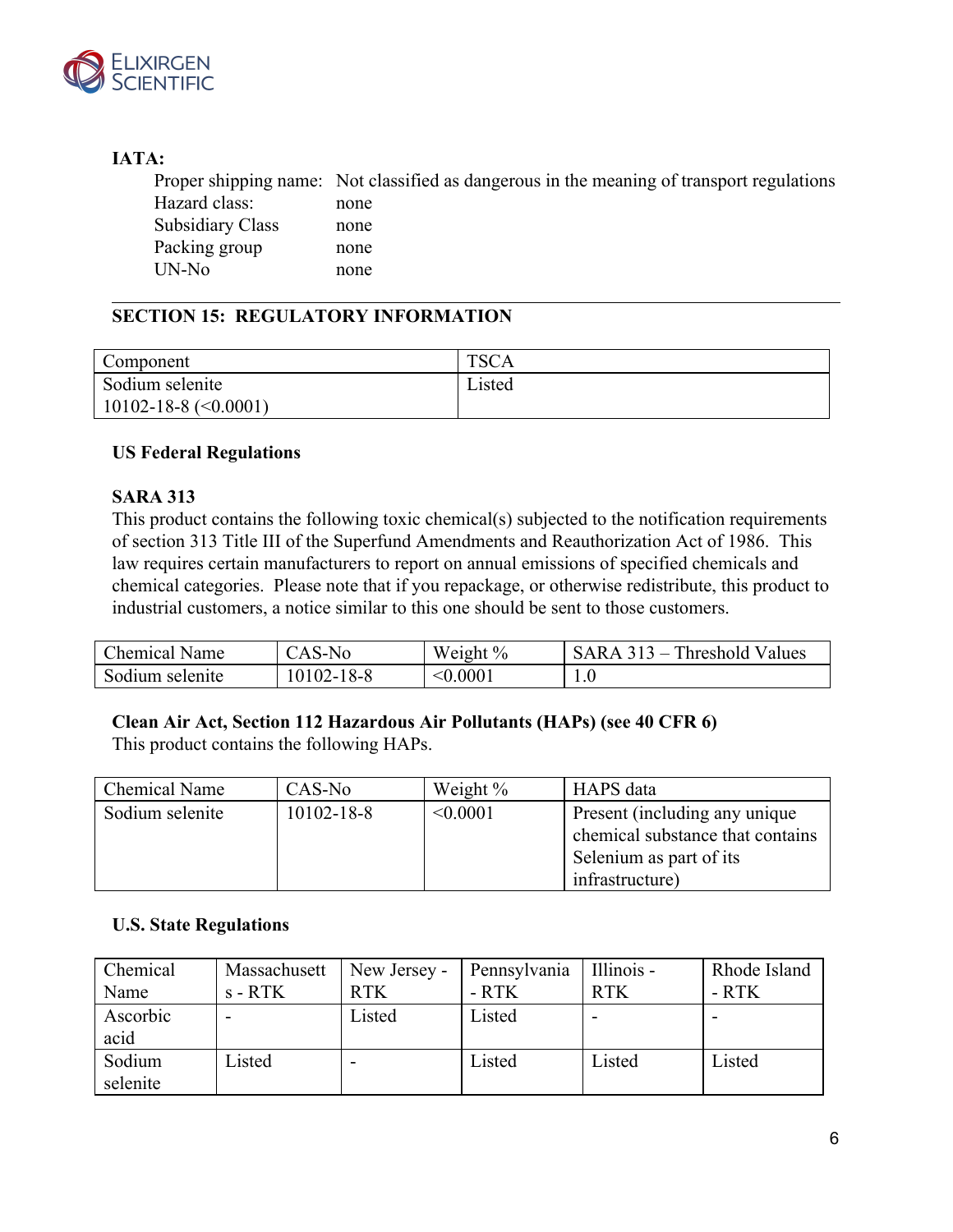**IATA:**

Proper shipping name: Not classified as dangerous in the meaning of transport regulations
Hazard class: none
Subsidiary Class none
Packing group none
UN-No none

## SECTION 15: REGULATORY INFORMATION

| Component | TSCA |
|---|---|
| Sodium selenite 10102-18-8 (<0.0001) | Listed |

### US Federal Regulations

**SARA 313**

This product contains the following toxic chemical(s) subjected to the notification requirements of section 313 Title III of the Superfund Amendments and Reauthorization Act of 1986. This law requires certain manufacturers to report on annual emissions of specified chemicals and chemical categories. Please note that if you repackage, or otherwise redistribute, this product to industrial customers, a notice similar to this one should be sent to those customers.

| Chemical Name | CAS-No | Weight % | SARA 313 – Threshold Values |
|---|---|---|---|
| Sodium selenite | 10102-18-8 | <0.0001 | 1.0 |

**Clean Air Act, Section 112 Hazardous Air Pollutants (HAPs) (see 40 CFR 6)**

This product contains the following HAPs.

| Chemical Name | CAS-No | Weight % | HAPS data |
|---|---|---|---|
| Sodium selenite | 10102-18-8 | <0.0001 | Present (including any unique chemical substance that contains Selenium as part of its infrastructure) |

### U.S. State Regulations

| Chemical Name | Massachusetts - RTK | New Jersey - RTK | Pennsylvania - RTK | Illinois - RTK | Rhode Island - RTK |
|---|---|---|---|---|---|
| Ascorbic acid | - | Listed | Listed | - | - |
| Sodium selenite | Listed | - | Listed | Listed | Listed |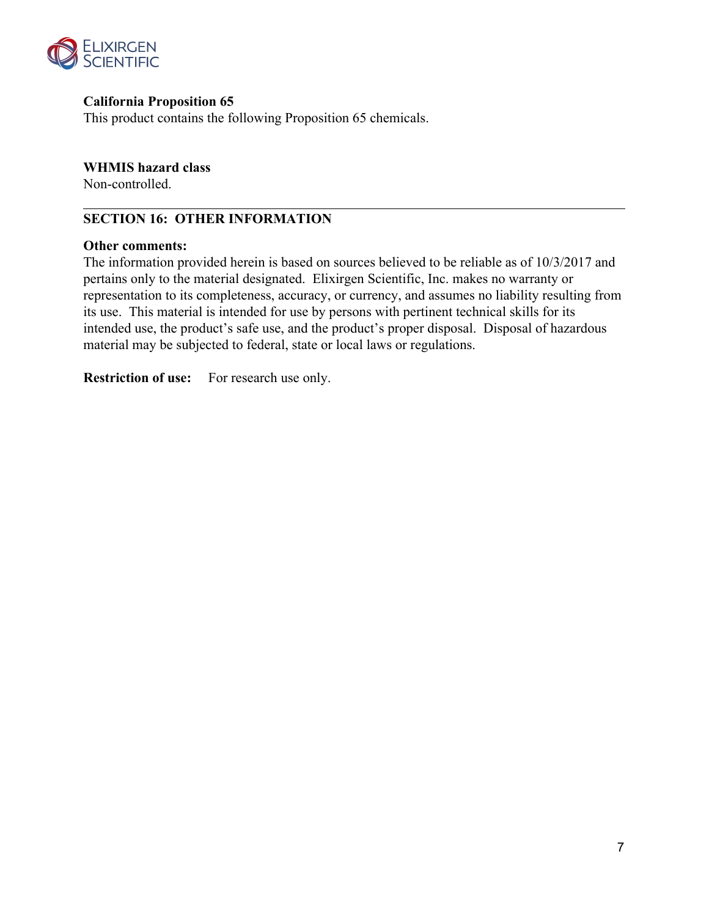**California Proposition 65**
This product contains the following Proposition 65 chemicals.

**WHMIS hazard class**
Non-controlled.

## SECTION 16: OTHER INFORMATION

**Other comments:**
The information provided herein is based on sources believed to be reliable as of 10/3/2017 and pertains only to the material designated. Elixirgen Scientific, Inc. makes no warranty or representation to its completeness, accuracy, or currency, and assumes no liability resulting from its use. This material is intended for use by persons with pertinent technical skills for its intended use, the product's safe use, and the product's proper disposal. Disposal of hazardous material may be subjected to federal, state or local laws or regulations.

**Restriction of use:** For research use only.